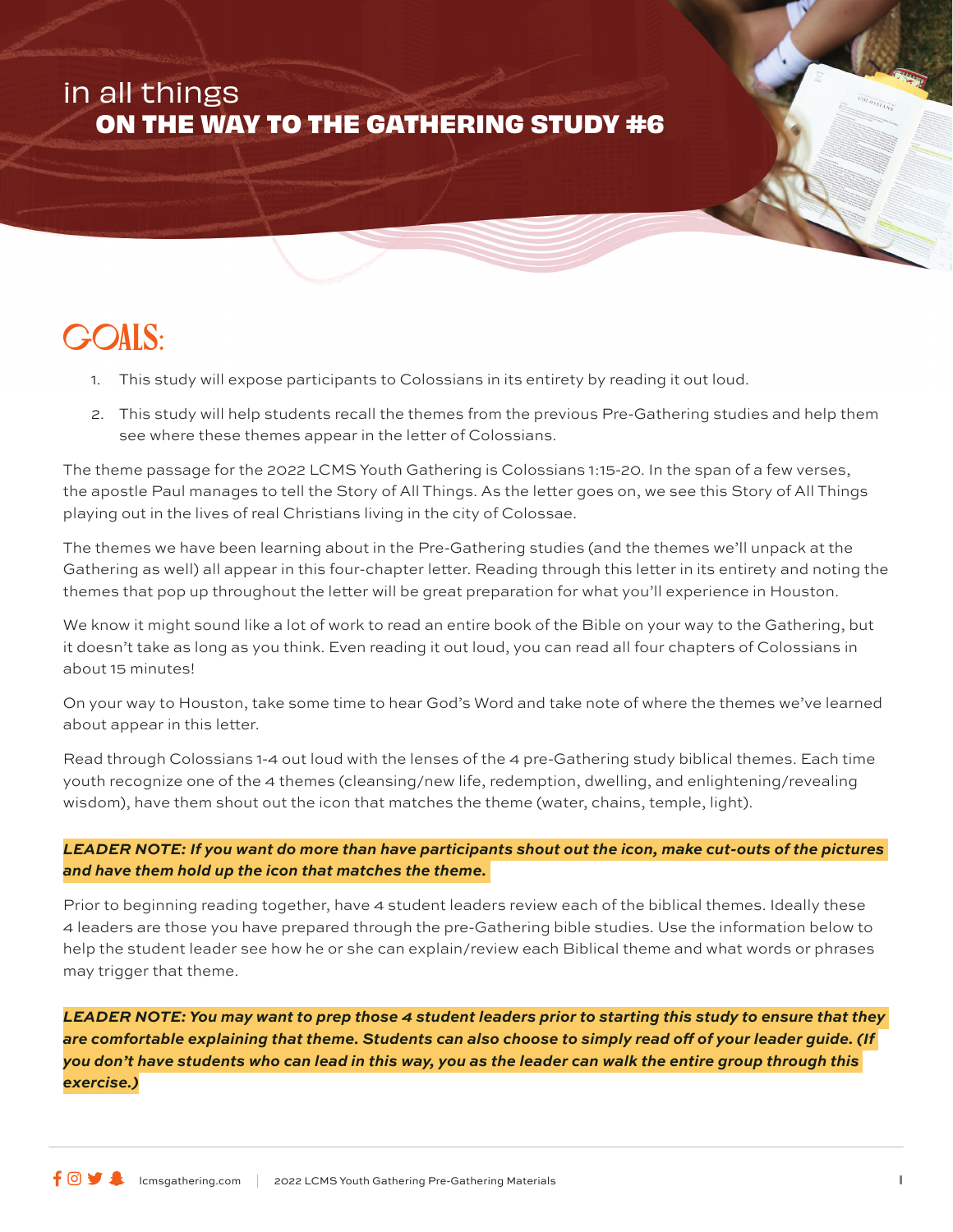# in all things
## ON THE WAY TO THE GATHERING STUDY #6

## GOALS:

1. This study will expose participants to Colossians in its entirety by reading it out loud.
2. This study will help students recall the themes from the previous Pre-Gathering studies and help them see where these themes appear in the letter of Colossians.

The theme passage for the 2022 LCMS Youth Gathering is Colossians 1:15-20. In the span of a few verses, the apostle Paul manages to tell the Story of All Things. As the letter goes on, we see this Story of All Things playing out in the lives of real Christians living in the city of Colossae.

The themes we have been learning about in the Pre-Gathering studies (and the themes we'll unpack at the Gathering as well) all appear in this four-chapter letter. Reading through this letter in its entirety and noting the themes that pop up throughout the letter will be great preparation for what you'll experience in Houston.

We know it might sound like a lot of work to read an entire book of the Bible on your way to the Gathering, but it doesn't take as long as you think. Even reading it out loud, you can read all four chapters of Colossians in about 15 minutes!

On your way to Houston, take some time to hear God's Word and take note of where the themes we've learned about appear in this letter.

Read through Colossians 1-4 out loud with the lenses of the 4 pre-Gathering study biblical themes. Each time youth recognize one of the 4 themes (cleansing/new life, redemption, dwelling, and enlightening/revealing wisdom), have them shout out the icon that matches the theme (water, chains, temple, light).

***LEADER NOTE: If you want do more than have participants shout out the icon, make cut-outs of the pictures and have them hold up the icon that matches the theme.***

Prior to beginning reading together, have 4 student leaders review each of the biblical themes. Ideally these 4 leaders are those you have prepared through the pre-Gathering bible studies. Use the information below to help the student leader see how he or she can explain/review each Biblical theme and what words or phrases may trigger that theme.

***LEADER NOTE: You may want to prep those 4 student leaders prior to starting this study to ensure that they are comfortable explaining that theme. Students can also choose to simply read off of your leader guide. (If you don't have students who can lead in this way, you as the leader can walk the entire group through this exercise.)***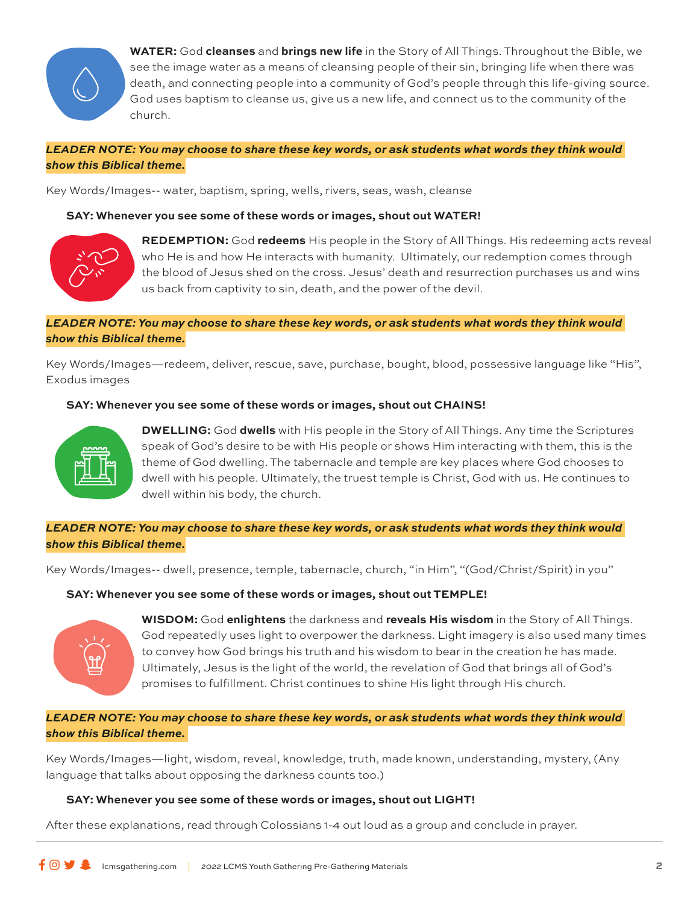**WATER:** God **cleanses** and **brings new life** in the Story of All Things. Throughout the Bible, we see the image water as a means of cleansing people of their sin, bringing life when there was death, and connecting people into a community of God's people through this life-giving source. God uses baptism to cleanse us, give us a new life, and connect us to the community of the church.

***LEADER NOTE: You may choose to share these key words, or ask students what words they think would show this Biblical theme.***

Key Words/Images-- water, baptism, spring, wells, rivers, seas, wash, cleanse

**SAY: Whenever you see some of these words or images, shout out WATER!**

**REDEMPTION:** God **redeems** His people in the Story of All Things. His redeeming acts reveal who He is and how He interacts with humanity. Ultimately, our redemption comes through the blood of Jesus shed on the cross. Jesus' death and resurrection purchases us and wins us back from captivity to sin, death, and the power of the devil.

***LEADER NOTE: You may choose to share these key words, or ask students what words they think would show this Biblical theme.***

Key Words/Images—redeem, deliver, rescue, save, purchase, bought, blood, possessive language like "His", Exodus images

**SAY: Whenever you see some of these words or images, shout out CHAINS!**

**DWELLING:** God **dwells** with His people in the Story of All Things. Any time the Scriptures speak of God's desire to be with His people or shows Him interacting with them, this is the theme of God dwelling. The tabernacle and temple are key places where God chooses to dwell with his people. Ultimately, the truest temple is Christ, God with us. He continues to dwell within his body, the church.

***LEADER NOTE: You may choose to share these key words, or ask students what words they think would show this Biblical theme.***

Key Words/Images-- dwell, presence, temple, tabernacle, church, "in Him", "(God/Christ/Spirit) in you"

**SAY: Whenever you see some of these words or images, shout out TEMPLE!**

**WISDOM:** God **enlightens** the darkness and **reveals His wisdom** in the Story of All Things. God repeatedly uses light to overpower the darkness. Light imagery is also used many times to convey how God brings his truth and his wisdom to bear in the creation he has made. Ultimately, Jesus is the light of the world, the revelation of God that brings all of God's promises to fulfillment. Christ continues to shine His light through His church.

***LEADER NOTE: You may choose to share these key words, or ask students what words they think would show this Biblical theme.***

Key Words/Images—light, wisdom, reveal, knowledge, truth, made known, understanding, mystery, (Any language that talks about opposing the darkness counts too.)

**SAY: Whenever you see some of these words or images, shout out LIGHT!**

After these explanations, read through Colossians 1-4 out loud as a group and conclude in prayer.